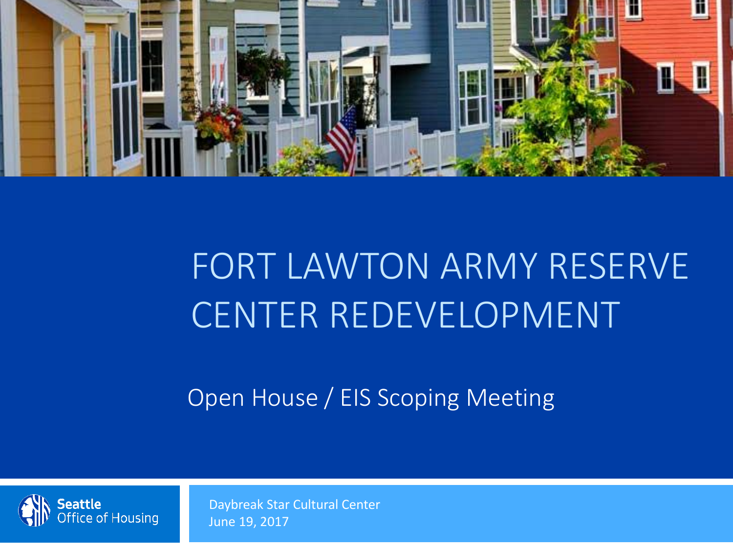# FORT LAWTON ARMY RESERVE CENTER REDEVELOPMENT

Open House / EIS Scoping Meeting

Seattle Office of Housing

Daybreak Star Cultural Center
June 19, 2017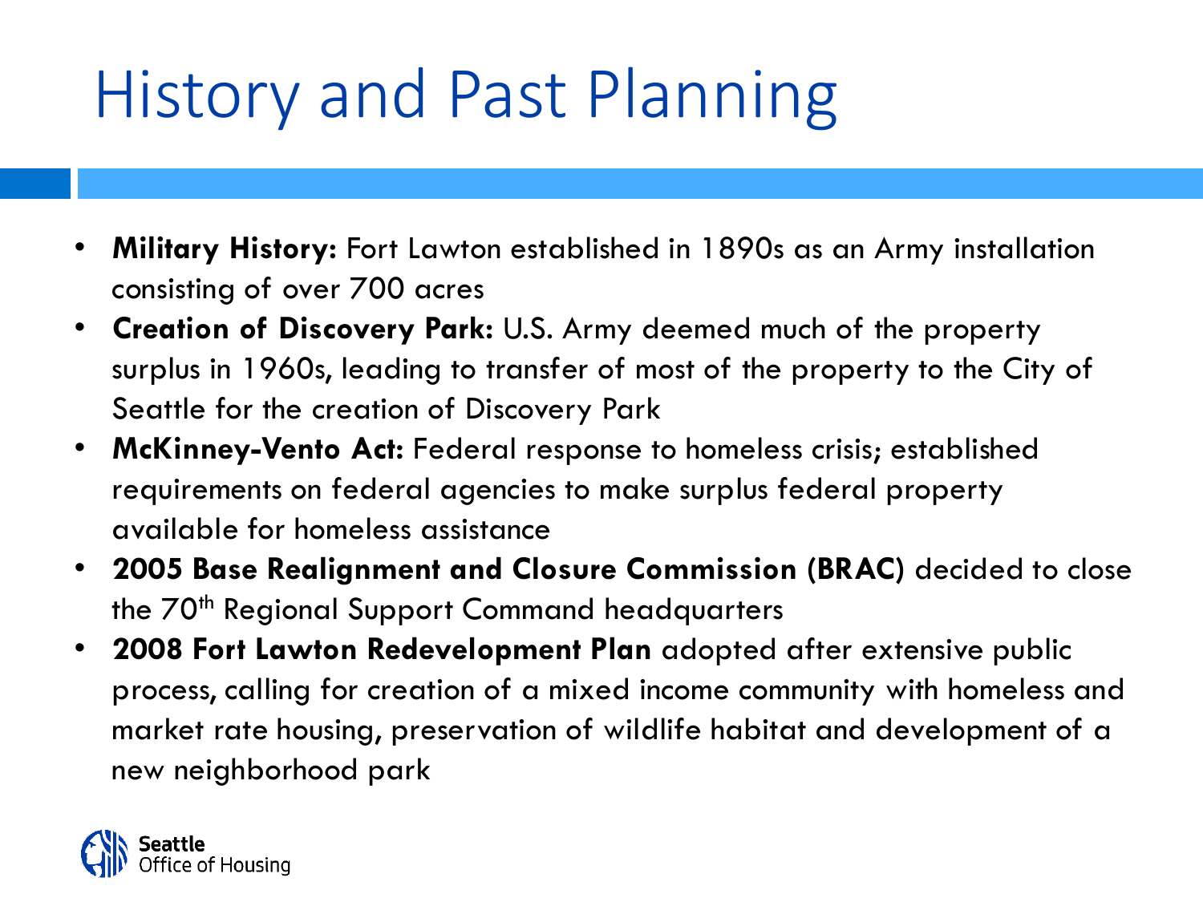# History and Past Planning

- **Military History:** Fort Lawton established in 1890s as an Army installation consisting of over 700 acres
- **Creation of Discovery Park:** U.S. Army deemed much of the property surplus in 1960s, leading to transfer of most of the property to the City of Seattle for the creation of Discovery Park
- **McKinney-Vento Act:** Federal response to homeless crisis; established requirements on federal agencies to make surplus federal property available for homeless assistance
- **2005 Base Realignment and Closure Commission (BRAC**) decided to close the 70th Regional Support Command headquarters
- **2008 Fort Lawton Redevelopment Plan** adopted after extensive public process, calling for creation of a mixed income community with homeless and market rate housing, preservation of wildlife habitat and development of a new neighborhood park

Seattle Office of Housing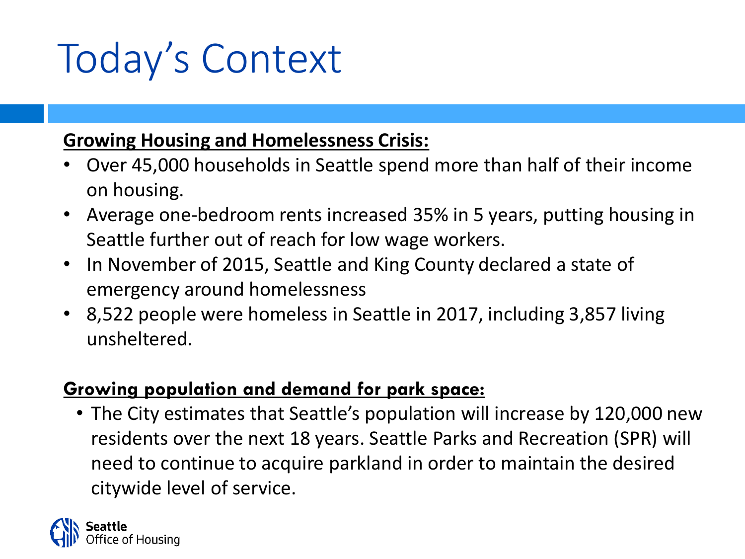# Today's Context

**Growing Housing and Homelessness Crisis:**

- Over 45,000 households in Seattle spend more than half of their income on housing.
- Average one-bedroom rents increased 35% in 5 years, putting housing in Seattle further out of reach for low wage workers.
- In November of 2015, Seattle and King County declared a state of emergency around homelessness
- 8,522 people were homeless in Seattle in 2017, including 3,857 living unsheltered.

**Growing population and demand for park space:**

- The City estimates that Seattle's population will increase by 120,000 new residents over the next 18 years. Seattle Parks and Recreation (SPR) will need to continue to acquire parkland in order to maintain the desired citywide level of service.

Seattle Office of Housing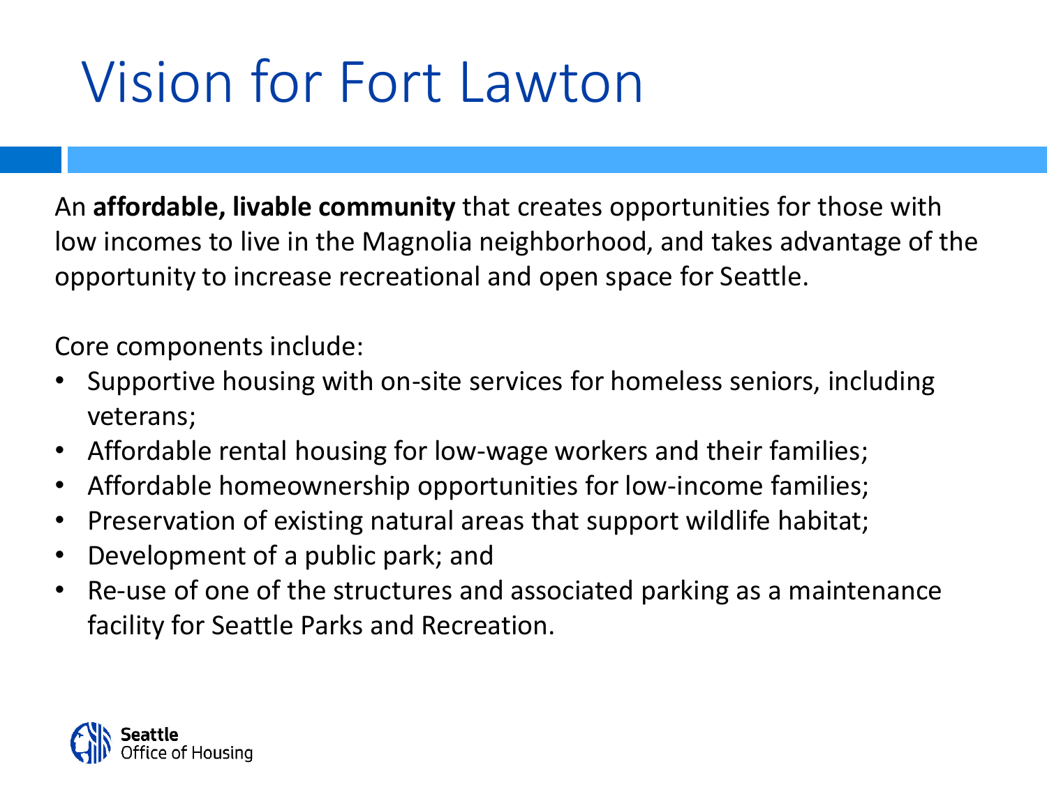# Vision for Fort Lawton

An **affordable, livable community** that creates opportunities for those with low incomes to live in the Magnolia neighborhood, and takes advantage of the opportunity to increase recreational and open space for Seattle.

Core components include:

- Supportive housing with on-site services for homeless seniors, including veterans;
- Affordable rental housing for low-wage workers and their families;
- Affordable homeownership opportunities for low-income families;
- Preservation of existing natural areas that support wildlife habitat;
- Development of a public park; and
- Re-use of one of the structures and associated parking as a maintenance facility for Seattle Parks and Recreation.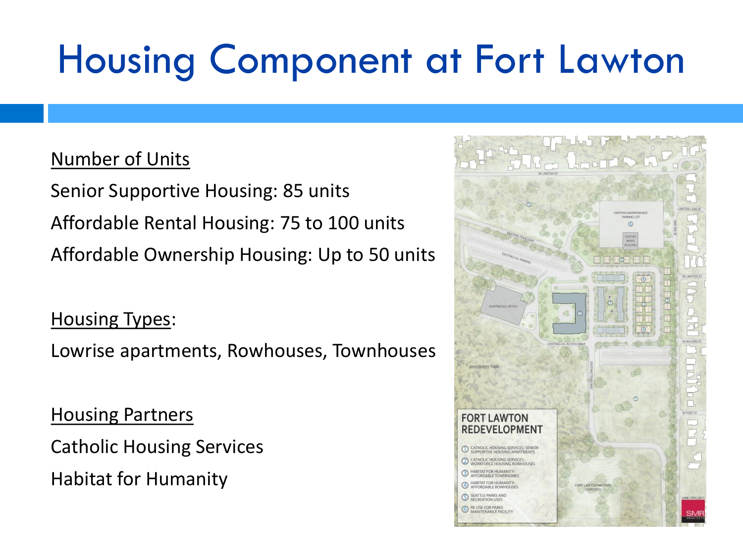# Housing Component at Fort Lawton

<u>Number of Units</u>

Senior Supportive Housing: 85 units

Affordable Rental Housing: 75 to 100 units

Affordable Ownership Housing: Up to 50 units

<u>Housing Types</u>:

Lowrise apartments, Rowhouses, Townhouses

<u>Housing Partners</u>

Catholic Housing Services

Habitat for Humanity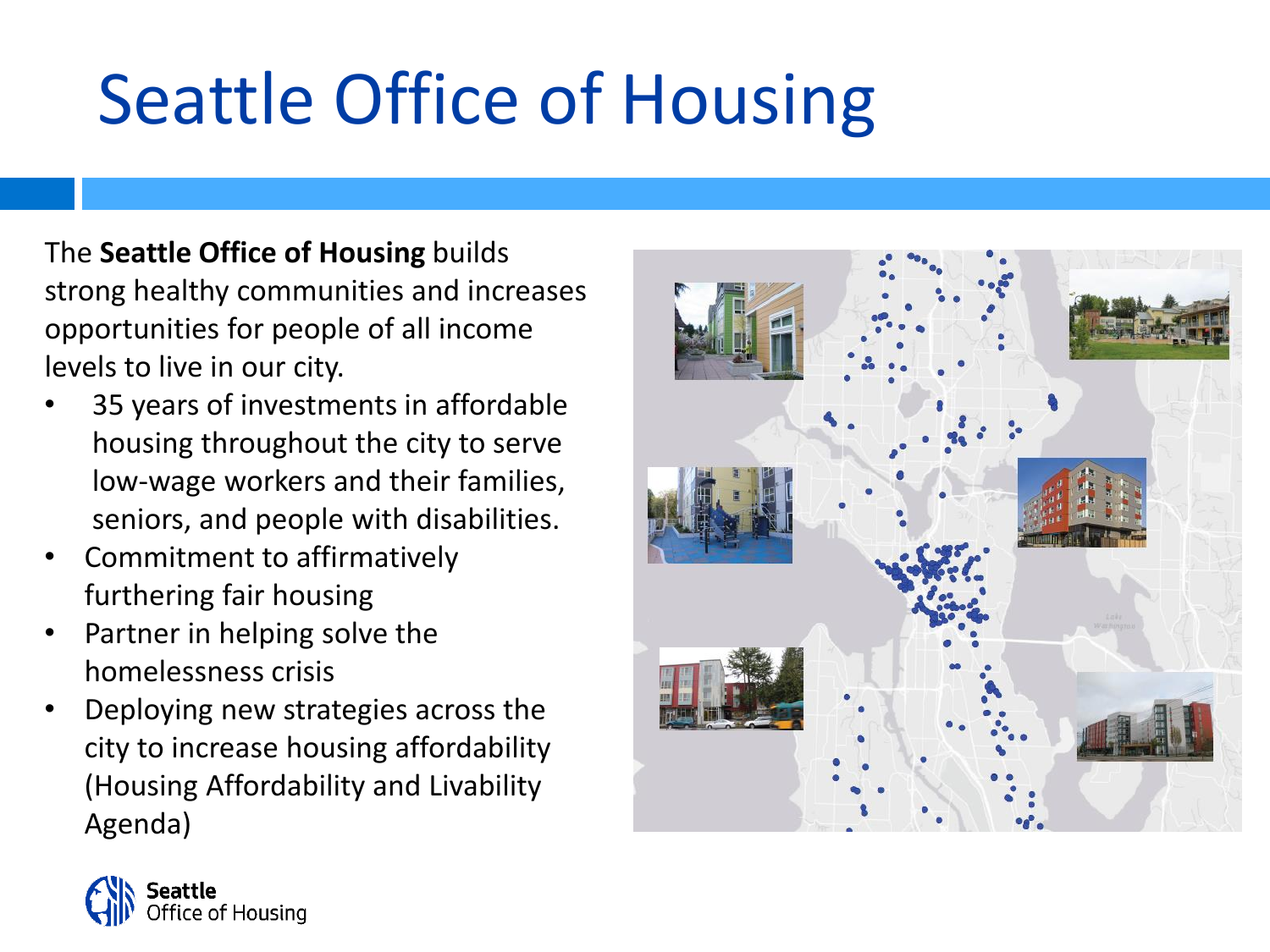# Seattle Office of Housing

The **Seattle Office of Housing** builds strong healthy communities and increases opportunities for people of all income levels to live in our city.

- 35 years of investments in affordable housing throughout the city to serve low-wage workers and their families, seniors, and people with disabilities.
- Commitment to affirmatively furthering fair housing
- Partner in helping solve the homelessness crisis
- Deploying new strategies across the city to increase housing affordability (Housing Affordability and Livability Agenda)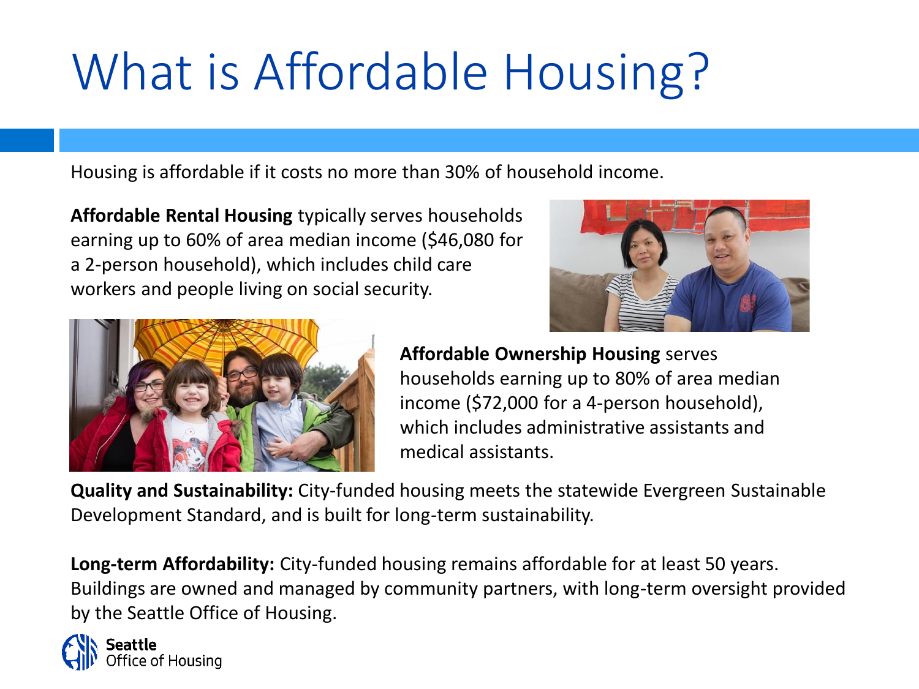# What is Affordable Housing?

Housing is affordable if it costs no more than 30% of household income.

**Affordable Rental Housing** typically serves households earning up to 60% of area median income ($46,080 for a 2-person household), which includes child care workers and people living on social security.

**Affordable Ownership Housing** serves households earning up to 80% of area median income ($72,000 for a 4-person household), which includes administrative assistants and medical assistants.

**Quality and Sustainability:** City-funded housing meets the statewide Evergreen Sustainable Development Standard, and is built for long-term sustainability.

**Long-term Affordability:** City-funded housing remains affordable for at least 50 years. Buildings are owned and managed by community partners, with long-term oversight provided by the Seattle Office of Housing.

Seattle Office of Housing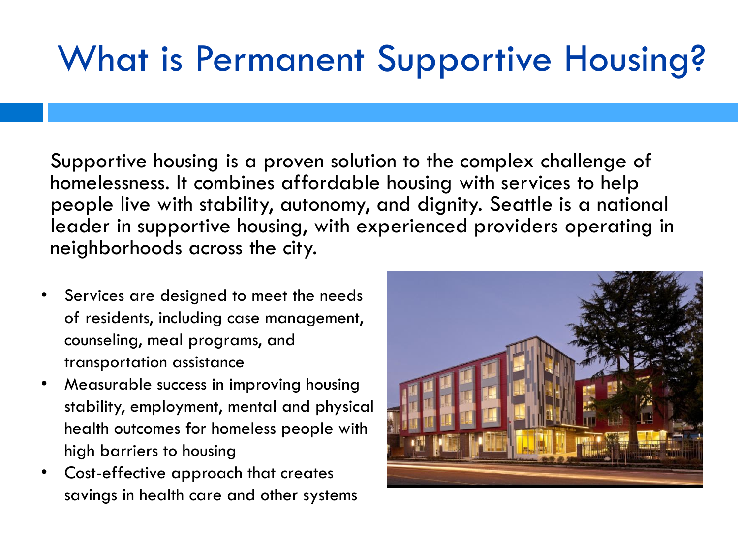# What is Permanent Supportive Housing?

Supportive housing is a proven solution to the complex challenge of homelessness. It combines affordable housing with services to help people live with stability, autonomy, and dignity. Seattle is a national leader in supportive housing, with experienced providers operating in neighborhoods across the city.

- Services are designed to meet the needs of residents, including case management, counseling, meal programs, and transportation assistance
- Measurable success in improving housing stability, employment, mental and physical health outcomes for homeless people with high barriers to housing
- Cost-effective approach that creates savings in health care and other systems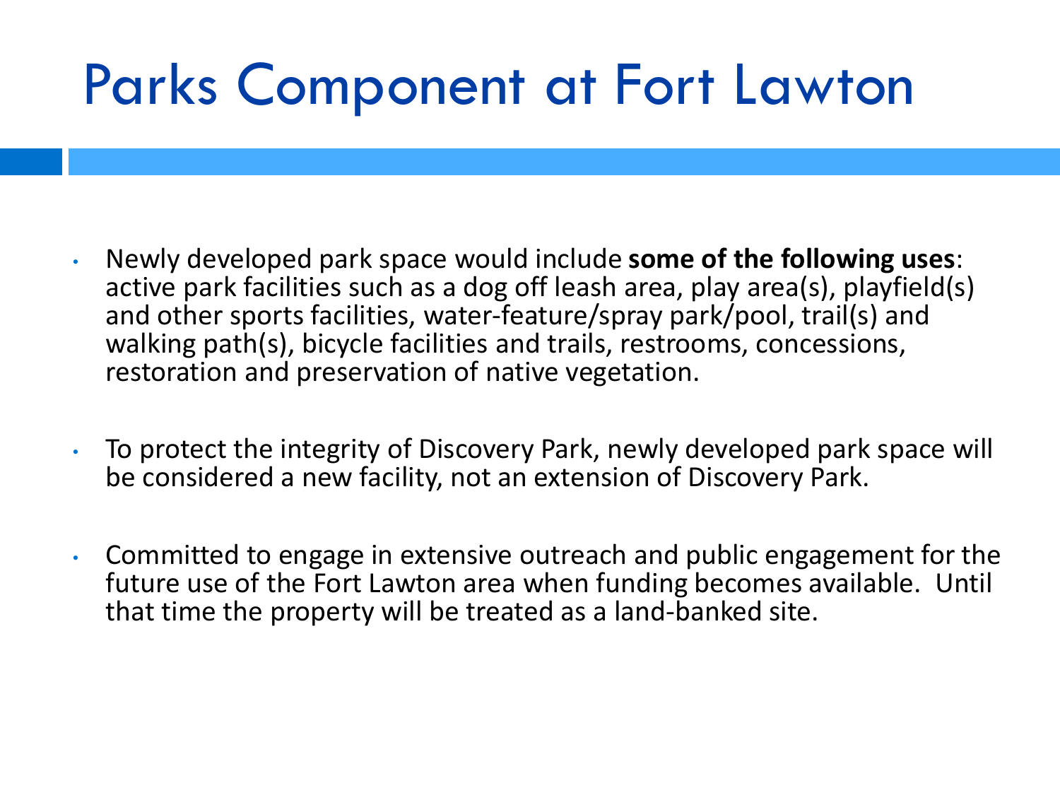# Parks Component at Fort Lawton

- Newly developed park space would include **some of the following uses**: active park facilities such as a dog off leash area, play area(s), playfield(s) and other sports facilities, water-feature/spray park/pool, trail(s) and walking path(s), bicycle facilities and trails, restrooms, concessions, restoration and preservation of native vegetation.

- To protect the integrity of Discovery Park, newly developed park space will be considered a new facility, not an extension of Discovery Park.

- Committed to engage in extensive outreach and public engagement for the future use of the Fort Lawton area when funding becomes available. Until that time the property will be treated as a land-banked site.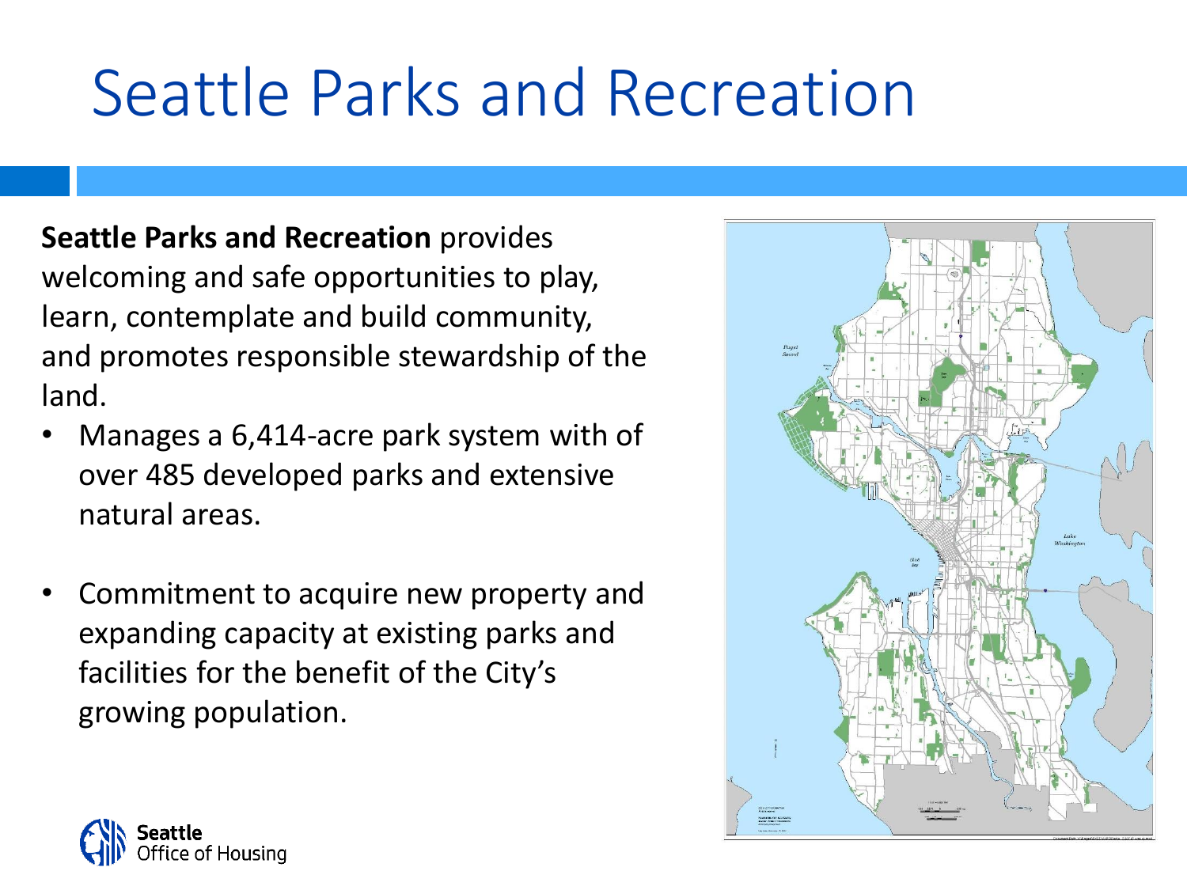# Seattle Parks and Recreation

**Seattle Parks and Recreation** provides welcoming and safe opportunities to play, learn, contemplate and build community, and promotes responsible stewardship of the land.

- Manages a 6,414-acre park system with of over 485 developed parks and extensive natural areas.
- Commitment to acquire new property and expanding capacity at existing parks and facilities for the benefit of the City's growing population.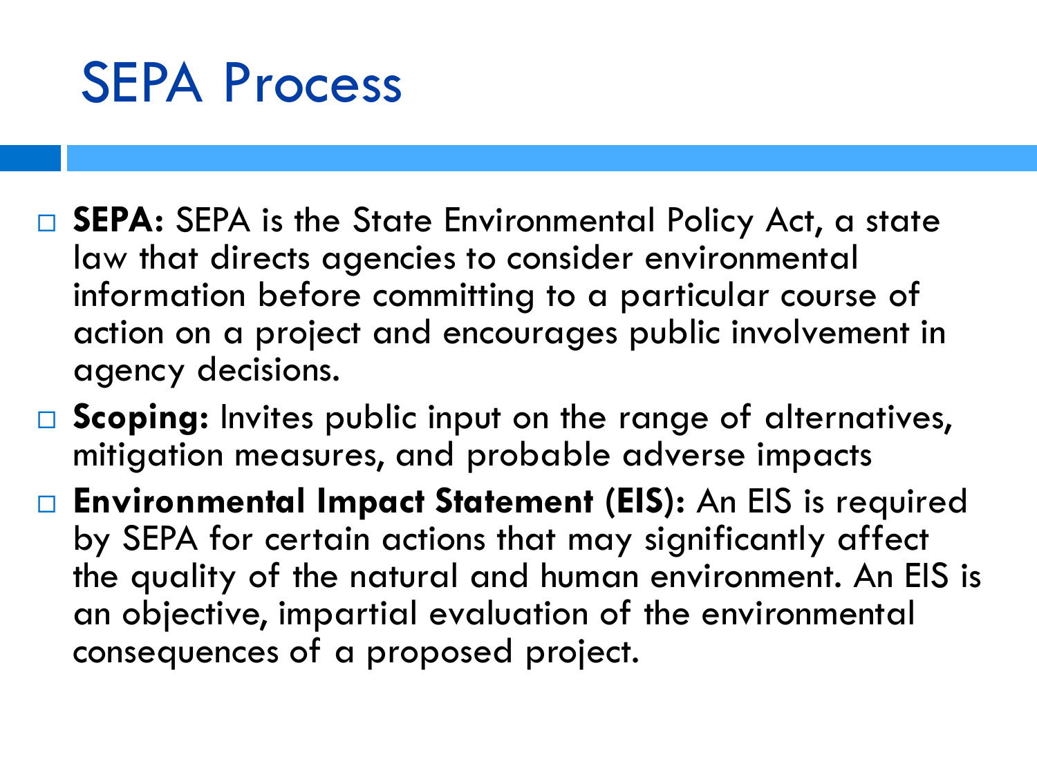# SEPA Process

- **SEPA:** SEPA is the State Environmental Policy Act, a state law that directs agencies to consider environmental information before committing to a particular course of action on a project and encourages public involvement in agency decisions.
- **Scoping:** Invites public input on the range of alternatives, mitigation measures, and probable adverse impacts
- **Environmental Impact Statement (EIS):** An EIS is required by SEPA for certain actions that may significantly affect the quality of the natural and human environment. An EIS is an objective, impartial evaluation of the environmental consequences of a proposed project.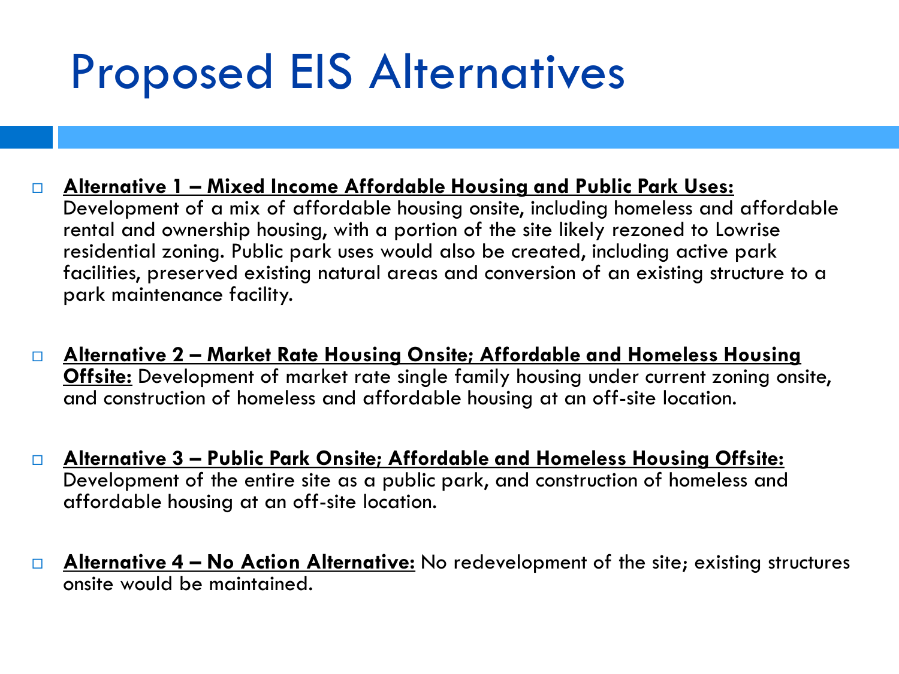# Proposed EIS Alternatives

- **Alternative 1 – Mixed Income Affordable Housing and Public Park Uses:** Development of a mix of affordable housing onsite, including homeless and affordable rental and ownership housing, with a portion of the site likely rezoned to Lowrise residential zoning. Public park uses would also be created, including active park facilities, preserved existing natural areas and conversion of an existing structure to a park maintenance facility.

- **Alternative 2 – Market Rate Housing Onsite; Affordable and Homeless Housing Offsite:** Development of market rate single family housing under current zoning onsite, and construction of homeless and affordable housing at an off-site location.

- **Alternative 3 – Public Park Onsite; Affordable and Homeless Housing Offsite:** Development of the entire site as a public park, and construction of homeless and affordable housing at an off-site location.

- **Alternative 4 – No Action Alternative:** No redevelopment of the site; existing structures onsite would be maintained.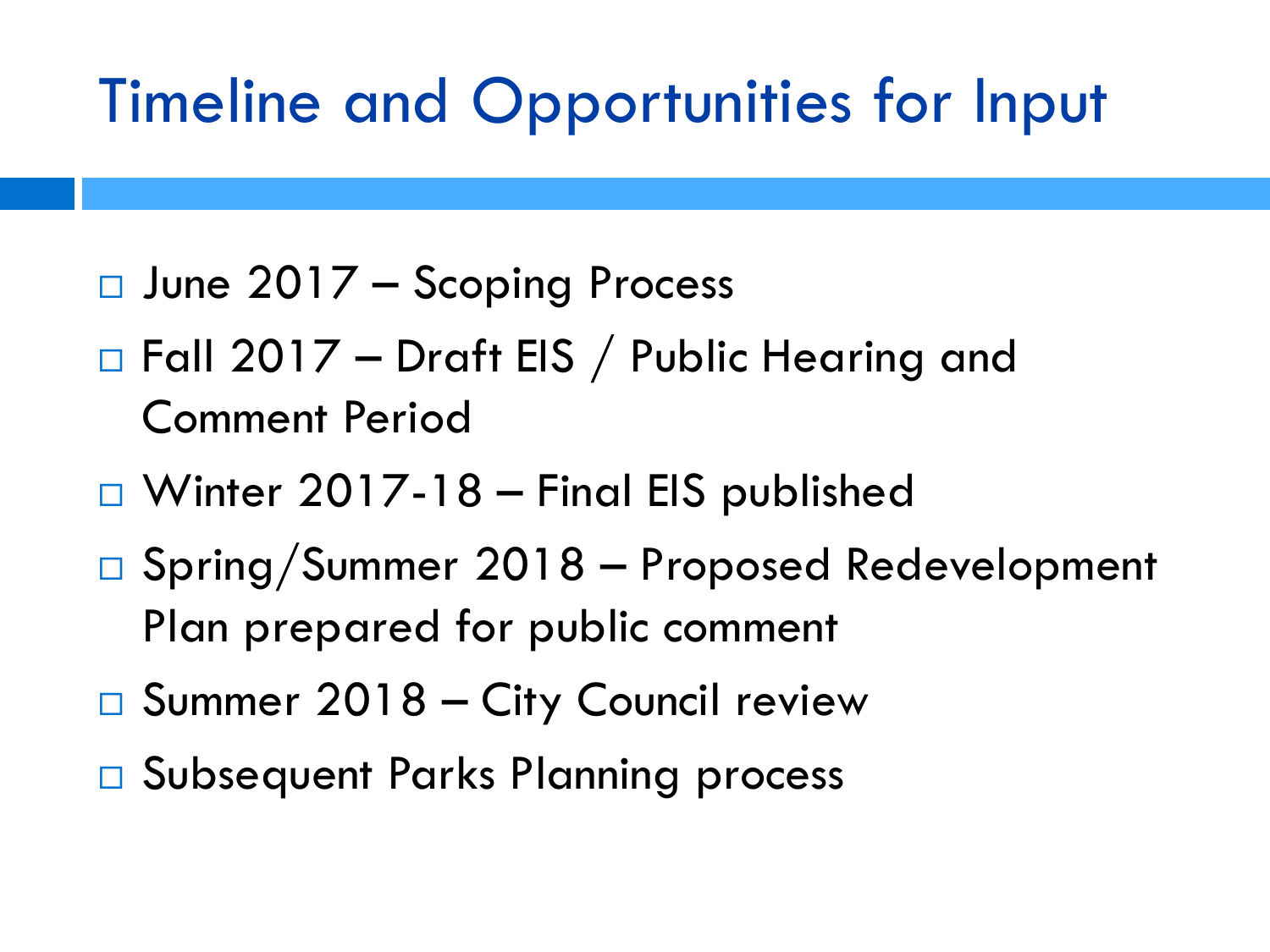# Timeline and Opportunities for Input

- June 2017 – Scoping Process
- Fall 2017 – Draft EIS / Public Hearing and Comment Period
- Winter 2017-18 – Final EIS published
- Spring/Summer 2018 – Proposed Redevelopment Plan prepared for public comment
- Summer 2018 – City Council review
- Subsequent Parks Planning process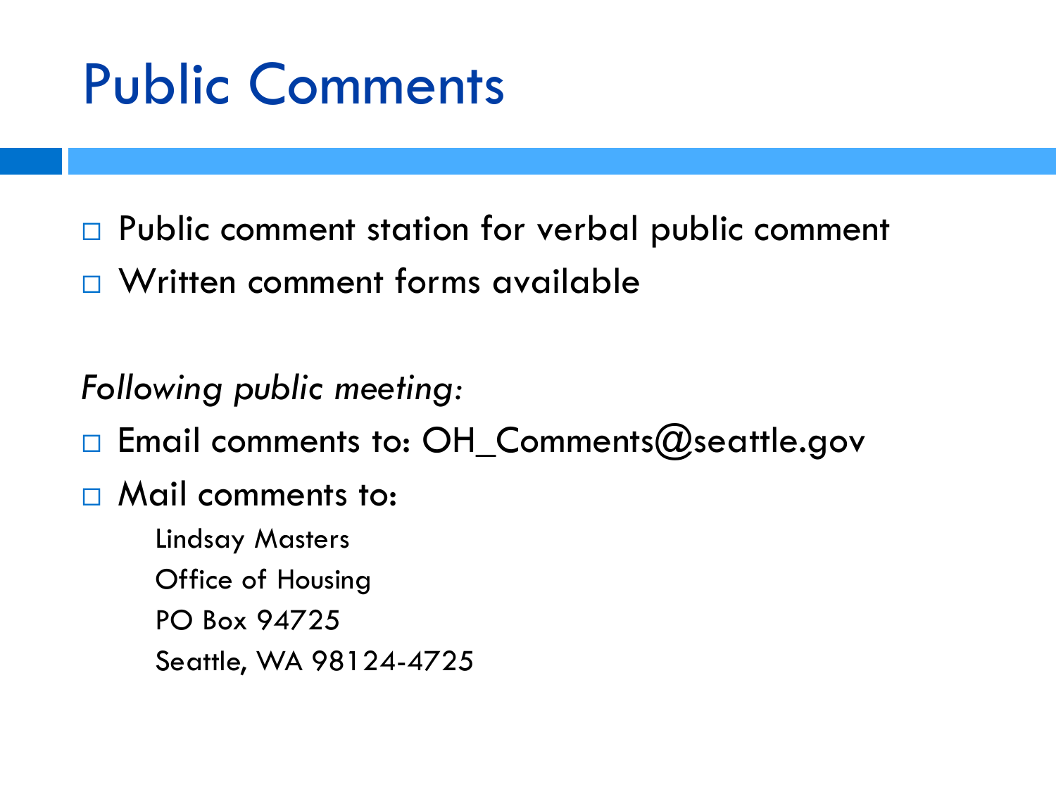# Public Comments

- Public comment station for verbal public comment
- Written comment forms available

*Following public meeting:*

- Email comments to: OH_Comments@seattle.gov
- Mail comments to:

  Lindsay Masters
  Office of Housing
  PO Box 94725
  Seattle, WA 98124-4725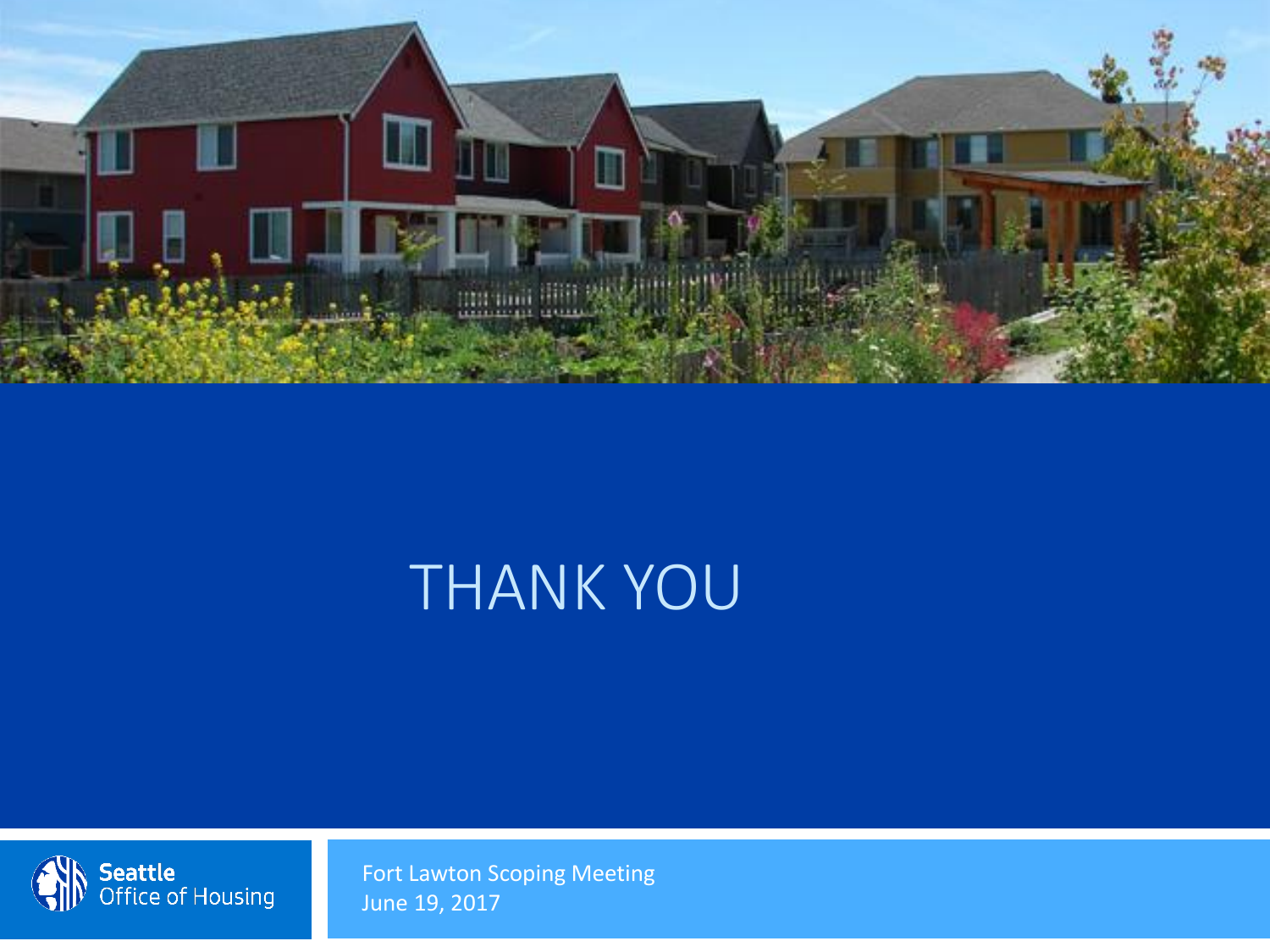# THANK YOU

Seattle Office of Housing

Fort Lawton Scoping Meeting
June 19, 2017